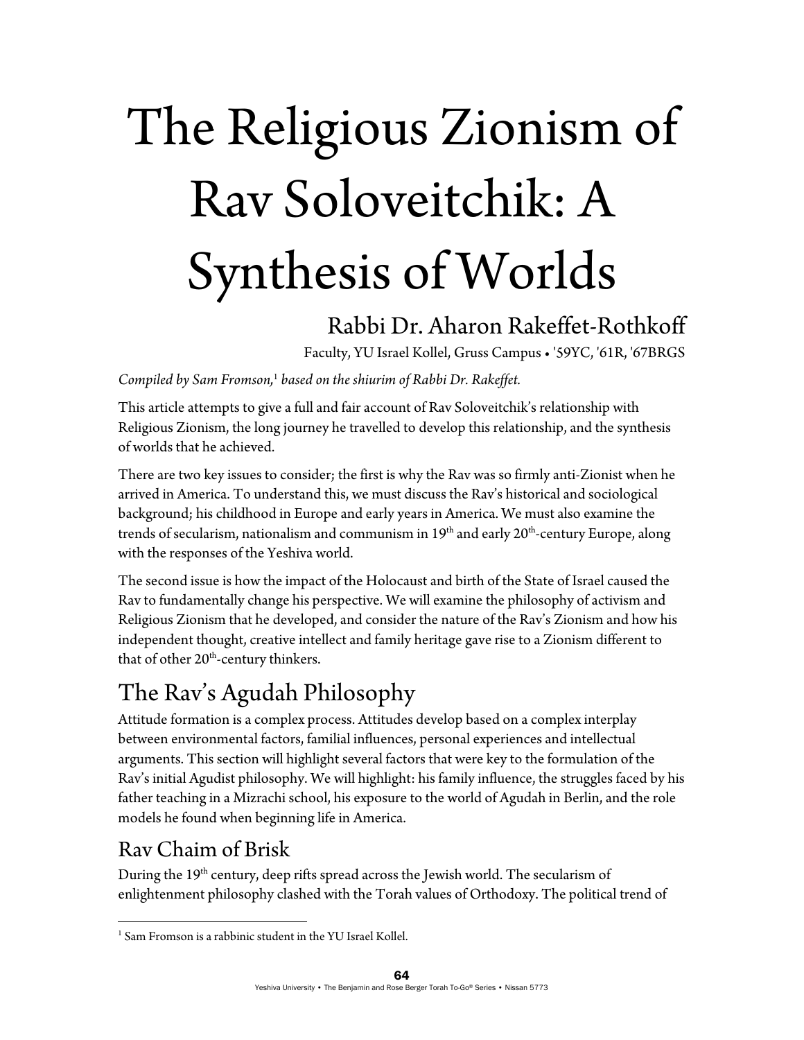# The Religious Zionism of Rav Soloveitchik: A Synthesis of Worlds

Rabbi Dr. Aharon Rakeffet-Rothkoff

Faculty, YU Israel Kollel, Gruss Campus • '59YC, '61R, '67BRGS

*Compiled by Sam Fromson,[1] based on the shiurim of Rabbi Dr. Rakeffet.*

This article attempts to give a full and fair account of Rav Soloveitchik's relationship with Religious Zionism, the long journey he travelled to develop this relationship, and the synthesis of worlds that he achieved.

There are two key issues to consider; the first is why the Rav was so firmly anti-Zionist when he arrived in America. To understand this, we must discuss the Rav's historical and sociological background; his childhood in Europe and early years in America. We must also examine the trends of secularism, nationalism and communism in 19th and early 20th-century Europe, along with the responses of the Yeshiva world.

The second issue is how the impact of the Holocaust and birth of the State of Israel caused the Rav to fundamentally change his perspective. We will examine the philosophy of activism and Religious Zionism that he developed, and consider the nature of the Rav's Zionism and how his independent thought, creative intellect and family heritage gave rise to a Zionism different to that of other 20th-century thinkers.

## The Rav's Agudah Philosophy

Attitude formation is a complex process. Attitudes develop based on a complex interplay between environmental factors, familial influences, personal experiences and intellectual arguments. This section will highlight several factors that were key to the formulation of the Rav's initial Agudist philosophy. We will highlight: his family influence, the struggles faced by his father teaching in a Mizrachi school, his exposure to the world of Agudah in Berlin, and the role models he found when beginning life in America.

## Rav Chaim of Brisk

During the 19th century, deep rifts spread across the Jewish world. The secularism of enlightenment philosophy clashed with the Torah values of Orthodoxy. The political trend of

---

[1] Sam Fromson is a rabbinic student in the YU Israel Kollel.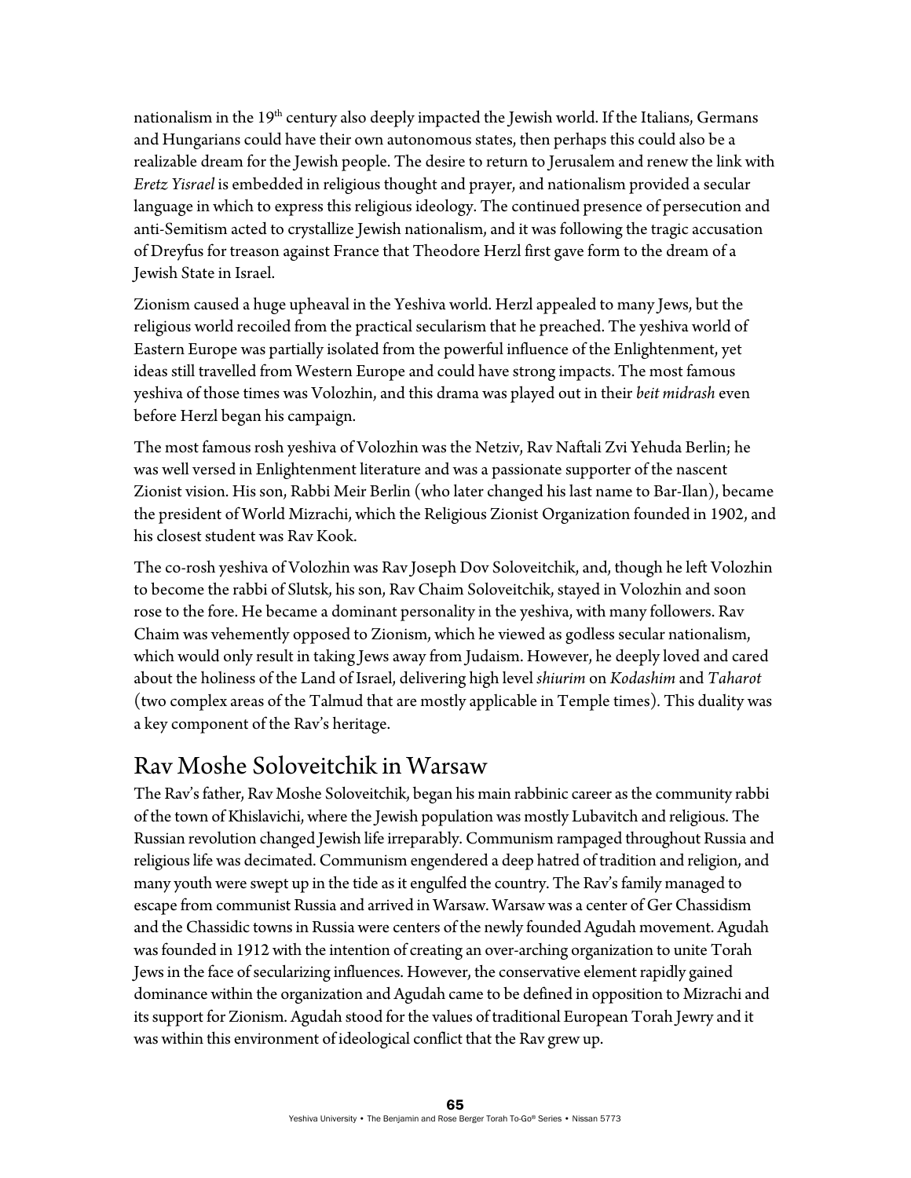nationalism in the 19th century also deeply impacted the Jewish world. If the Italians, Germans and Hungarians could have their own autonomous states, then perhaps this could also be a realizable dream for the Jewish people. The desire to return to Jerusalem and renew the link with *Eretz Yisrael* is embedded in religious thought and prayer, and nationalism provided a secular language in which to express this religious ideology. The continued presence of persecution and anti-Semitism acted to crystallize Jewish nationalism, and it was following the tragic accusation of Dreyfus for treason against France that Theodore Herzl first gave form to the dream of a Jewish State in Israel.

Zionism caused a huge upheaval in the Yeshiva world. Herzl appealed to many Jews, but the religious world recoiled from the practical secularism that he preached. The yeshiva world of Eastern Europe was partially isolated from the powerful influence of the Enlightenment, yet ideas still travelled from Western Europe and could have strong impacts. The most famous yeshiva of those times was Volozhin, and this drama was played out in their *beit midrash* even before Herzl began his campaign.

The most famous rosh yeshiva of Volozhin was the Netziv, Rav Naftali Zvi Yehuda Berlin; he was well versed in Enlightenment literature and was a passionate supporter of the nascent Zionist vision. His son, Rabbi Meir Berlin (who later changed his last name to Bar-Ilan), became the president of World Mizrachi, which the Religious Zionist Organization founded in 1902, and his closest student was Rav Kook.

The co-rosh yeshiva of Volozhin was Rav Joseph Dov Soloveitchik, and, though he left Volozhin to become the rabbi of Slutsk, his son, Rav Chaim Soloveitchik, stayed in Volozhin and soon rose to the fore. He became a dominant personality in the yeshiva, with many followers. Rav Chaim was vehemently opposed to Zionism, which he viewed as godless secular nationalism, which would only result in taking Jews away from Judaism. However, he deeply loved and cared about the holiness of the Land of Israel, delivering high level *shiurim* on *Kodashim* and *Taharot* (two complex areas of the Talmud that are mostly applicable in Temple times). This duality was a key component of the Rav's heritage.

## Rav Moshe Soloveitchik in Warsaw

The Rav's father, Rav Moshe Soloveitchik, began his main rabbinic career as the community rabbi of the town of Khislavichi, where the Jewish population was mostly Lubavitch and religious. The Russian revolution changed Jewish life irreparably. Communism rampaged throughout Russia and religious life was decimated. Communism engendered a deep hatred of tradition and religion, and many youth were swept up in the tide as it engulfed the country. The Rav's family managed to escape from communist Russia and arrived in Warsaw. Warsaw was a center of Ger Chassidism and the Chassidic towns in Russia were centers of the newly founded Agudah movement. Agudah was founded in 1912 with the intention of creating an over-arching organization to unite Torah Jews in the face of secularizing influences. However, the conservative element rapidly gained dominance within the organization and Agudah came to be defined in opposition to Mizrachi and its support for Zionism. Agudah stood for the values of traditional European Torah Jewry and it was within this environment of ideological conflict that the Rav grew up.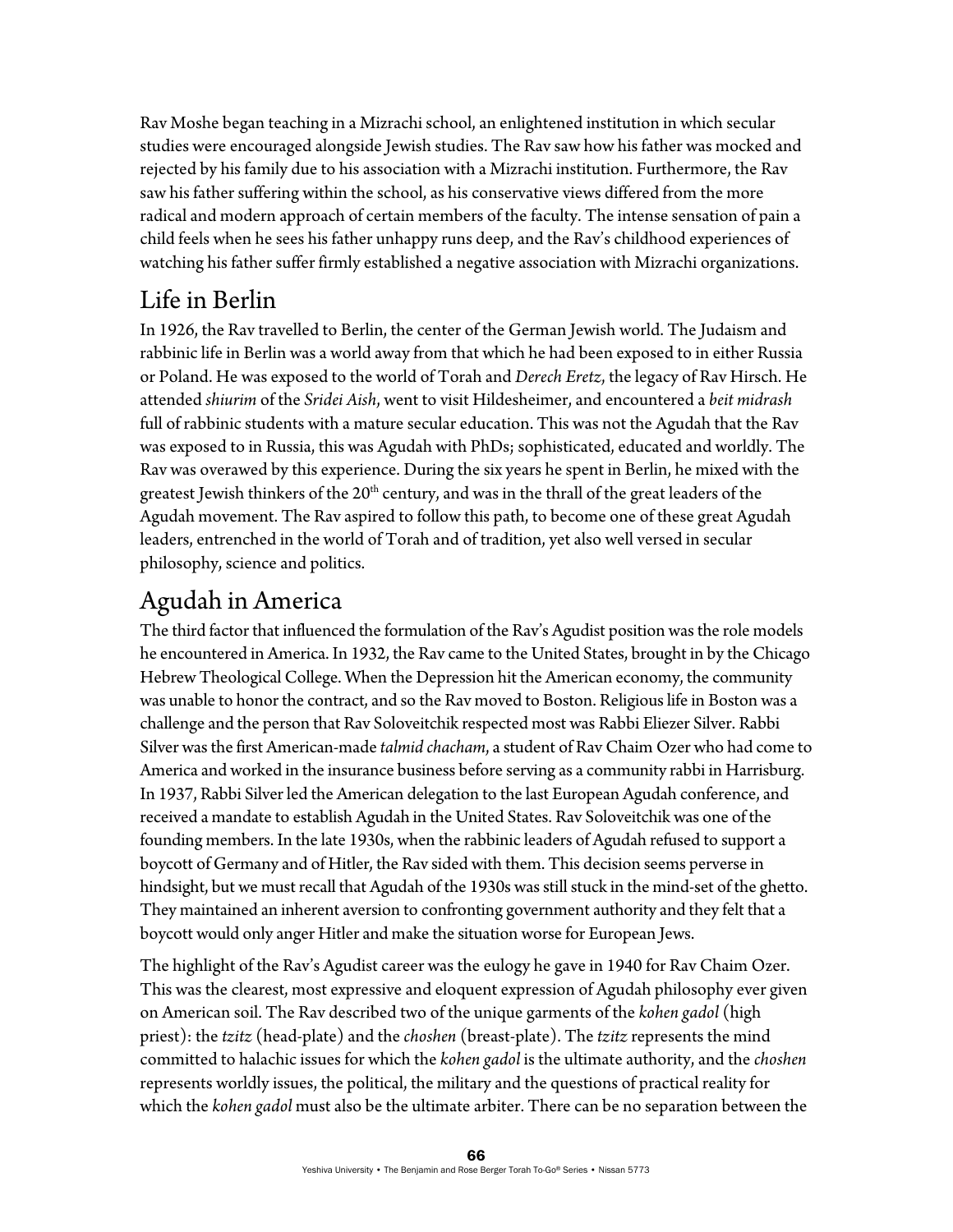Rav Moshe began teaching in a Mizrachi school, an enlightened institution in which secular studies were encouraged alongside Jewish studies. The Rav saw how his father was mocked and rejected by his family due to his association with a Mizrachi institution. Furthermore, the Rav saw his father suffering within the school, as his conservative views differed from the more radical and modern approach of certain members of the faculty. The intense sensation of pain a child feels when he sees his father unhappy runs deep, and the Rav's childhood experiences of watching his father suffer firmly established a negative association with Mizrachi organizations.

## Life in Berlin

In 1926, the Rav travelled to Berlin, the center of the German Jewish world. The Judaism and rabbinic life in Berlin was a world away from that which he had been exposed to in either Russia or Poland. He was exposed to the world of Torah and *Derech Eretz*, the legacy of Rav Hirsch. He attended *shiurim* of the *Sridei Aish*, went to visit Hildesheimer, and encountered a *beit midrash* full of rabbinic students with a mature secular education. This was not the Agudah that the Rav was exposed to in Russia, this was Agudah with PhDs; sophisticated, educated and worldly. The Rav was overawed by this experience. During the six years he spent in Berlin, he mixed with the greatest Jewish thinkers of the 20th century, and was in the thrall of the great leaders of the Agudah movement. The Rav aspired to follow this path, to become one of these great Agudah leaders, entrenched in the world of Torah and of tradition, yet also well versed in secular philosophy, science and politics.

## Agudah in America

The third factor that influenced the formulation of the Rav's Agudist position was the role models he encountered in America. In 1932, the Rav came to the United States, brought in by the Chicago Hebrew Theological College. When the Depression hit the American economy, the community was unable to honor the contract, and so the Rav moved to Boston. Religious life in Boston was a challenge and the person that Rav Soloveitchik respected most was Rabbi Eliezer Silver. Rabbi Silver was the first American-made *talmid chacham*, a student of Rav Chaim Ozer who had come to America and worked in the insurance business before serving as a community rabbi in Harrisburg. In 1937, Rabbi Silver led the American delegation to the last European Agudah conference, and received a mandate to establish Agudah in the United States. Rav Soloveitchik was one of the founding members. In the late 1930s, when the rabbinic leaders of Agudah refused to support a boycott of Germany and of Hitler, the Rav sided with them. This decision seems perverse in hindsight, but we must recall that Agudah of the 1930s was still stuck in the mind-set of the ghetto. They maintained an inherent aversion to confronting government authority and they felt that a boycott would only anger Hitler and make the situation worse for European Jews.

The highlight of the Rav's Agudist career was the eulogy he gave in 1940 for Rav Chaim Ozer. This was the clearest, most expressive and eloquent expression of Agudah philosophy ever given on American soil. The Rav described two of the unique garments of the *kohen gadol* (high priest): the *tzitz* (head-plate) and the *choshen* (breast-plate). The *tzitz* represents the mind committed to halachic issues for which the *kohen gadol* is the ultimate authority, and the *choshen* represents worldly issues, the political, the military and the questions of practical reality for which the *kohen gadol* must also be the ultimate arbiter. There can be no separation between the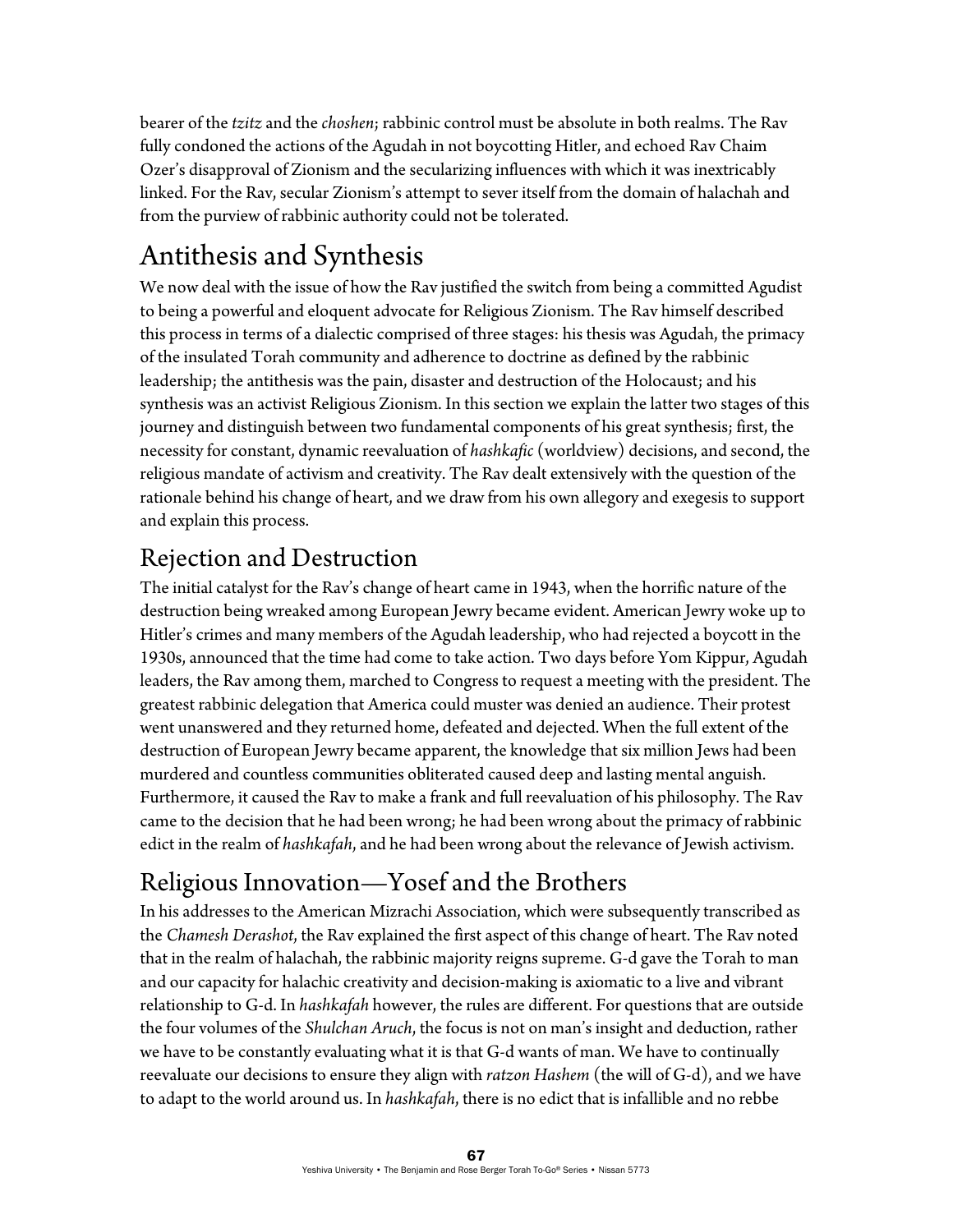bearer of the *tzitz* and the *choshen*; rabbinic control must be absolute in both realms. The Rav fully condoned the actions of the Agudah in not boycotting Hitler, and echoed Rav Chaim Ozer's disapproval of Zionism and the secularizing influences with which it was inextricably linked. For the Rav, secular Zionism's attempt to sever itself from the domain of halachah and from the purview of rabbinic authority could not be tolerated.

## Antithesis and Synthesis

We now deal with the issue of how the Rav justified the switch from being a committed Agudist to being a powerful and eloquent advocate for Religious Zionism. The Rav himself described this process in terms of a dialectic comprised of three stages: his thesis was Agudah, the primacy of the insulated Torah community and adherence to doctrine as defined by the rabbinic leadership; the antithesis was the pain, disaster and destruction of the Holocaust; and his synthesis was an activist Religious Zionism. In this section we explain the latter two stages of this journey and distinguish between two fundamental components of his great synthesis; first, the necessity for constant, dynamic reevaluation of *hashkafic* (worldview) decisions, and second, the religious mandate of activism and creativity. The Rav dealt extensively with the question of the rationale behind his change of heart, and we draw from his own allegory and exegesis to support and explain this process.

## Rejection and Destruction

The initial catalyst for the Rav's change of heart came in 1943, when the horrific nature of the destruction being wreaked among European Jewry became evident. American Jewry woke up to Hitler's crimes and many members of the Agudah leadership, who had rejected a boycott in the 1930s, announced that the time had come to take action. Two days before Yom Kippur, Agudah leaders, the Rav among them, marched to Congress to request a meeting with the president. The greatest rabbinic delegation that America could muster was denied an audience. Their protest went unanswered and they returned home, defeated and dejected. When the full extent of the destruction of European Jewry became apparent, the knowledge that six million Jews had been murdered and countless communities obliterated caused deep and lasting mental anguish. Furthermore, it caused the Rav to make a frank and full reevaluation of his philosophy. The Rav came to the decision that he had been wrong; he had been wrong about the primacy of rabbinic edict in the realm of *hashkafah*, and he had been wrong about the relevance of Jewish activism.

## Religious Innovation—Yosef and the Brothers

In his addresses to the American Mizrachi Association, which were subsequently transcribed as the *Chamesh Derashot*, the Rav explained the first aspect of this change of heart. The Rav noted that in the realm of halachah, the rabbinic majority reigns supreme. G-d gave the Torah to man and our capacity for halachic creativity and decision-making is axiomatic to a live and vibrant relationship to G-d. In *hashkafah* however, the rules are different. For questions that are outside the four volumes of the *Shulchan Aruch*, the focus is not on man's insight and deduction, rather we have to be constantly evaluating what it is that G-d wants of man. We have to continually reevaluate our decisions to ensure they align with *ratzon Hashem* (the will of G-d), and we have to adapt to the world around us. In *hashkafah*, there is no edict that is infallible and no rebbe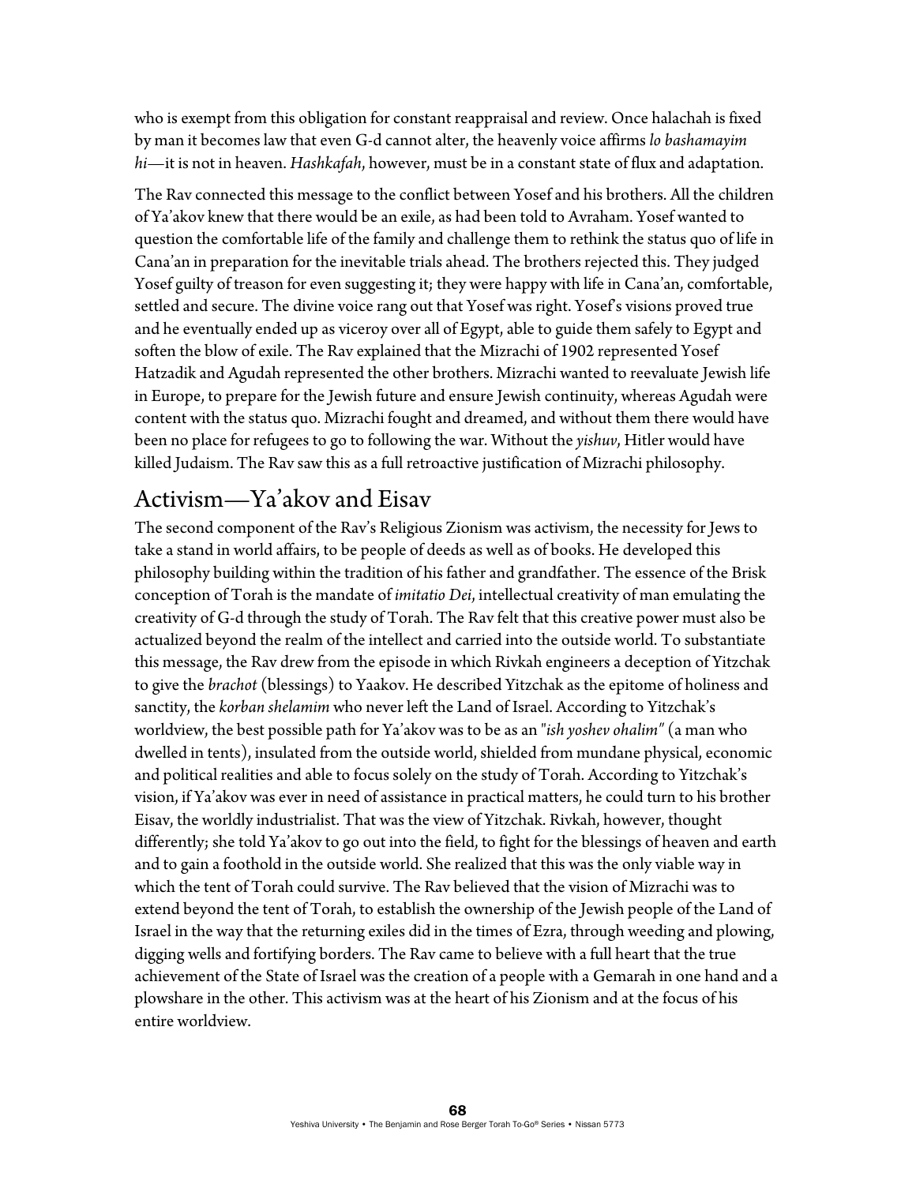who is exempt from this obligation for constant reappraisal and review. Once halachah is fixed by man it becomes law that even G-d cannot alter, the heavenly voice affirms *lo bashamayim hi*—it is not in heaven. *Hashkafah*, however, must be in a constant state of flux and adaptation.

The Rav connected this message to the conflict between Yosef and his brothers. All the children of Ya'akov knew that there would be an exile, as had been told to Avraham. Yosef wanted to question the comfortable life of the family and challenge them to rethink the status quo of life in Cana'an in preparation for the inevitable trials ahead. The brothers rejected this. They judged Yosef guilty of treason for even suggesting it; they were happy with life in Cana'an, comfortable, settled and secure. The divine voice rang out that Yosef was right. Yosef's visions proved true and he eventually ended up as viceroy over all of Egypt, able to guide them safely to Egypt and soften the blow of exile. The Rav explained that the Mizrachi of 1902 represented Yosef Hatzadik and Agudah represented the other brothers. Mizrachi wanted to reevaluate Jewish life in Europe, to prepare for the Jewish future and ensure Jewish continuity, whereas Agudah were content with the status quo. Mizrachi fought and dreamed, and without them there would have been no place for refugees to go to following the war. Without the *yishuv*, Hitler would have killed Judaism. The Rav saw this as a full retroactive justification of Mizrachi philosophy.

## Activism—Ya'akov and Eisav

The second component of the Rav's Religious Zionism was activism, the necessity for Jews to take a stand in world affairs, to be people of deeds as well as of books. He developed this philosophy building within the tradition of his father and grandfather. The essence of the Brisk conception of Torah is the mandate of *imitatio Dei*, intellectual creativity of man emulating the creativity of G-d through the study of Torah. The Rav felt that this creative power must also be actualized beyond the realm of the intellect and carried into the outside world. To substantiate this message, the Rav drew from the episode in which Rivkah engineers a deception of Yitzchak to give the *brachot* (blessings) to Yaakov. He described Yitzchak as the epitome of holiness and sanctity, the *korban shelamim* who never left the Land of Israel. According to Yitzchak's worldview, the best possible path for Ya'akov was to be as an "*ish yoshev ohalim*" (a man who dwelled in tents), insulated from the outside world, shielded from mundane physical, economic and political realities and able to focus solely on the study of Torah. According to Yitzchak's vision, if Ya'akov was ever in need of assistance in practical matters, he could turn to his brother Eisav, the worldly industrialist. That was the view of Yitzchak. Rivkah, however, thought differently; she told Ya'akov to go out into the field, to fight for the blessings of heaven and earth and to gain a foothold in the outside world. She realized that this was the only viable way in which the tent of Torah could survive. The Rav believed that the vision of Mizrachi was to extend beyond the tent of Torah, to establish the ownership of the Jewish people of the Land of Israel in the way that the returning exiles did in the times of Ezra, through weeding and plowing, digging wells and fortifying borders. The Rav came to believe with a full heart that the true achievement of the State of Israel was the creation of a people with a Gemarah in one hand and a plowshare in the other. This activism was at the heart of his Zionism and at the focus of his entire worldview.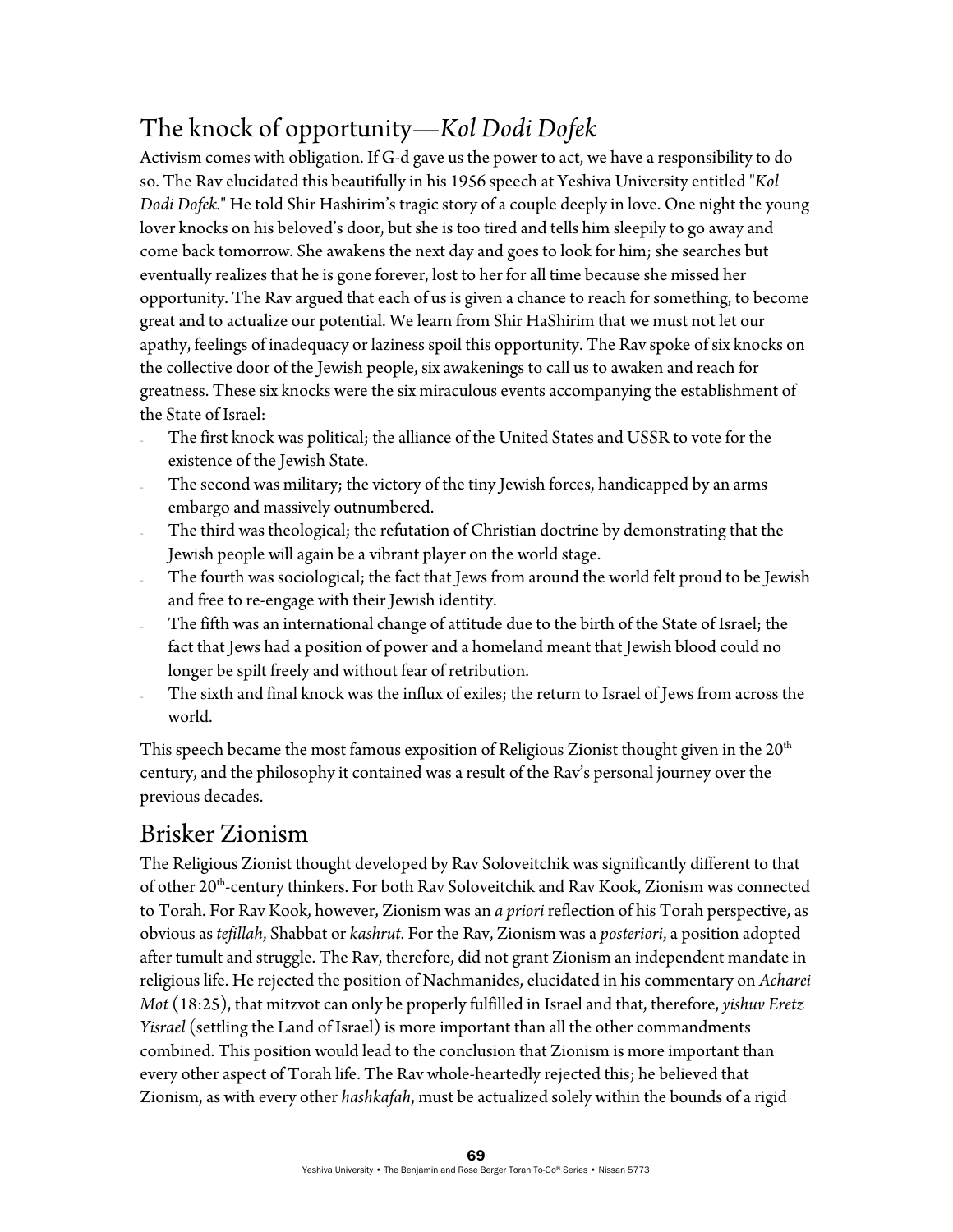## The knock of opportunity—*Kol Dodi Dofek*

Activism comes with obligation. If G-d gave us the power to act, we have a responsibility to do so. The Rav elucidated this beautifully in his 1956 speech at Yeshiva University entitled "*Kol Dodi Dofek.*" He told Shir Hashirim's tragic story of a couple deeply in love. One night the young lover knocks on his beloved's door, but she is too tired and tells him sleepily to go away and come back tomorrow. She awakens the next day and goes to look for him; she searches but eventually realizes that he is gone forever, lost to her for all time because she missed her opportunity. The Rav argued that each of us is given a chance to reach for something, to become great and to actualize our potential. We learn from Shir HaShirim that we must not let our apathy, feelings of inadequacy or laziness spoil this opportunity. The Rav spoke of six knocks on the collective door of the Jewish people, six awakenings to call us to awaken and reach for greatness. These six knocks were the six miraculous events accompanying the establishment of the State of Israel:

- The first knock was political; the alliance of the United States and USSR to vote for the existence of the Jewish State.
- The second was military; the victory of the tiny Jewish forces, handicapped by an arms embargo and massively outnumbered.
- The third was theological; the refutation of Christian doctrine by demonstrating that the Jewish people will again be a vibrant player on the world stage.
- The fourth was sociological; the fact that Jews from around the world felt proud to be Jewish and free to re-engage with their Jewish identity.
- The fifth was an international change of attitude due to the birth of the State of Israel; the fact that Jews had a position of power and a homeland meant that Jewish blood could no longer be spilt freely and without fear of retribution.
- The sixth and final knock was the influx of exiles; the return to Israel of Jews from across the world.

This speech became the most famous exposition of Religious Zionist thought given in the 20th century, and the philosophy it contained was a result of the Rav's personal journey over the previous decades.

## Brisker Zionism

The Religious Zionist thought developed by Rav Soloveitchik was significantly different to that of other 20th-century thinkers. For both Rav Soloveitchik and Rav Kook, Zionism was connected to Torah. For Rav Kook, however, Zionism was an *a priori* reflection of his Torah perspective, as obvious as *tefillah*, Shabbat or *kashrut*. For the Rav, Zionism was a *posteriori*, a position adopted after tumult and struggle. The Rav, therefore, did not grant Zionism an independent mandate in religious life. He rejected the position of Nachmanides, elucidated in his commentary on *Acharei Mot* (18:25), that mitzvot can only be properly fulfilled in Israel and that, therefore, *yishuv Eretz Yisrael* (settling the Land of Israel) is more important than all the other commandments combined. This position would lead to the conclusion that Zionism is more important than every other aspect of Torah life. The Rav whole-heartedly rejected this; he believed that Zionism, as with every other *hashkafah*, must be actualized solely within the bounds of a rigid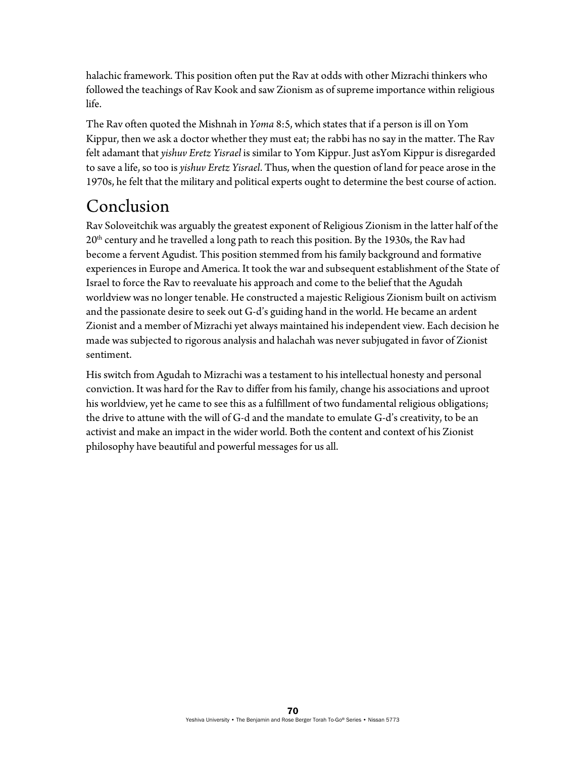halachic framework. This position often put the Rav at odds with other Mizrachi thinkers who followed the teachings of Rav Kook and saw Zionism as of supreme importance within religious life.

The Rav often quoted the Mishnah in *Yoma* 8:5, which states that if a person is ill on Yom Kippur, then we ask a doctor whether they must eat; the rabbi has no say in the matter. The Rav felt adamant that *yishuv Eretz Yisrael* is similar to Yom Kippur. Just asYom Kippur is disregarded to save a life, so too is *yishuv Eretz Yisrael*. Thus, when the question of land for peace arose in the 1970s, he felt that the military and political experts ought to determine the best course of action.

# Conclusion

Rav Soloveitchik was arguably the greatest exponent of Religious Zionism in the latter half of the 20th century and he travelled a long path to reach this position. By the 1930s, the Rav had become a fervent Agudist. This position stemmed from his family background and formative experiences in Europe and America. It took the war and subsequent establishment of the State of Israel to force the Rav to reevaluate his approach and come to the belief that the Agudah worldview was no longer tenable. He constructed a majestic Religious Zionism built on activism and the passionate desire to seek out G-d's guiding hand in the world. He became an ardent Zionist and a member of Mizrachi yet always maintained his independent view. Each decision he made was subjected to rigorous analysis and halachah was never subjugated in favor of Zionist sentiment.

His switch from Agudah to Mizrachi was a testament to his intellectual honesty and personal conviction. It was hard for the Rav to differ from his family, change his associations and uproot his worldview, yet he came to see this as a fulfillment of two fundamental religious obligations; the drive to attune with the will of G-d and the mandate to emulate G-d's creativity, to be an activist and make an impact in the wider world. Both the content and context of his Zionist philosophy have beautiful and powerful messages for us all.